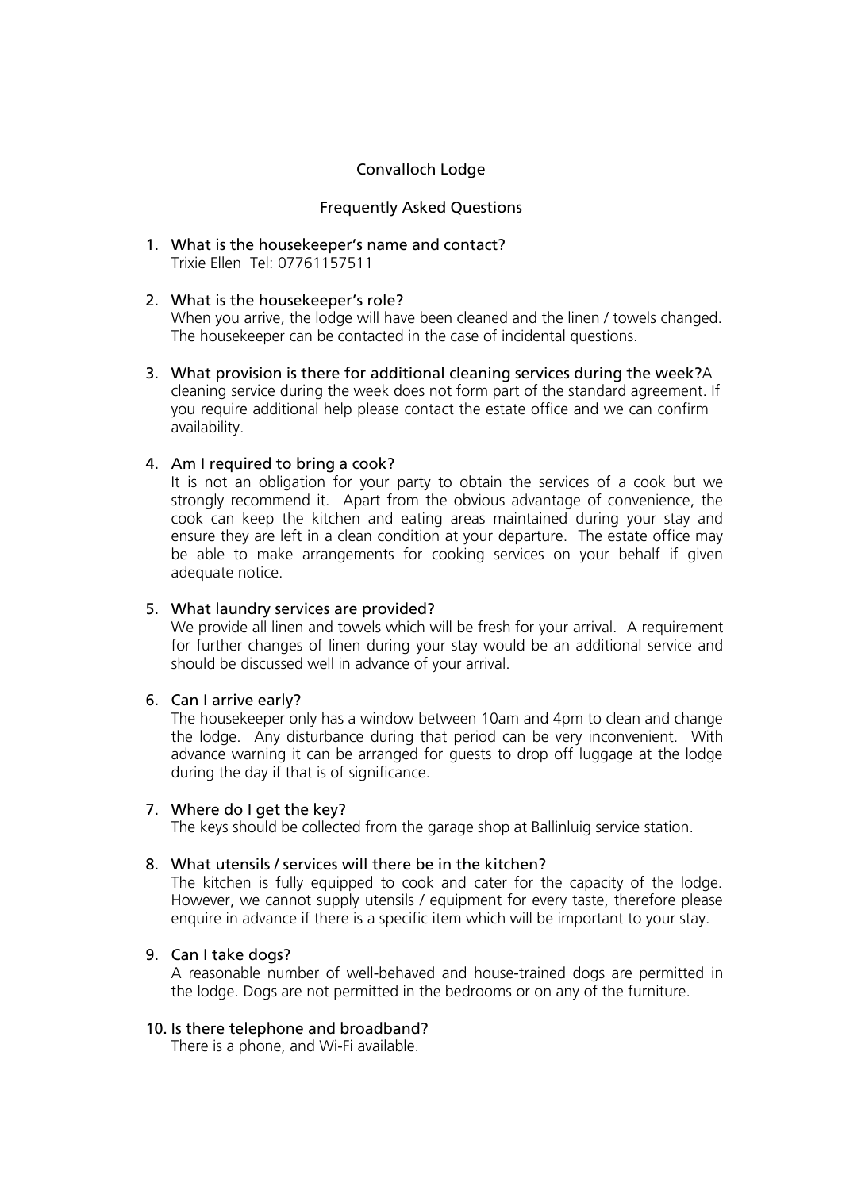# Convalloch Lodge

## Frequently Asked Questions

1. What is the housekeeper's name and contact?
   Trixie Ellen Tel: 07761157511

2. What is the housekeeper's role?
   When you arrive, the lodge will have been cleaned and the linen / towels changed. The housekeeper can be contacted in the case of incidental questions.

3. What provision is there for additional cleaning services during the week?A cleaning service during the week does not form part of the standard agreement. If you require additional help please contact the estate office and we can confirm availability.

4. Am I required to bring a cook?
   It is not an obligation for your party to obtain the services of a cook but we strongly recommend it. Apart from the obvious advantage of convenience, the cook can keep the kitchen and eating areas maintained during your stay and ensure they are left in a clean condition at your departure. The estate office may be able to make arrangements for cooking services on your behalf if given adequate notice.

5. What laundry services are provided?
   We provide all linen and towels which will be fresh for your arrival. A requirement for further changes of linen during your stay would be an additional service and should be discussed well in advance of your arrival.

6. Can I arrive early?
   The housekeeper only has a window between 10am and 4pm to clean and change the lodge. Any disturbance during that period can be very inconvenient. With advance warning it can be arranged for guests to drop off luggage at the lodge during the day if that is of significance.

7. Where do I get the key?
   The keys should be collected from the garage shop at Ballinluig service station.

8. What utensils / services will there be in the kitchen?
   The kitchen is fully equipped to cook and cater for the capacity of the lodge. However, we cannot supply utensils / equipment for every taste, therefore please enquire in advance if there is a specific item which will be important to your stay.

9. Can I take dogs?
   A reasonable number of well-behaved and house-trained dogs are permitted in the lodge. Dogs are not permitted in the bedrooms or on any of the furniture.

10. Is there telephone and broadband?
    There is a phone, and Wi-Fi available.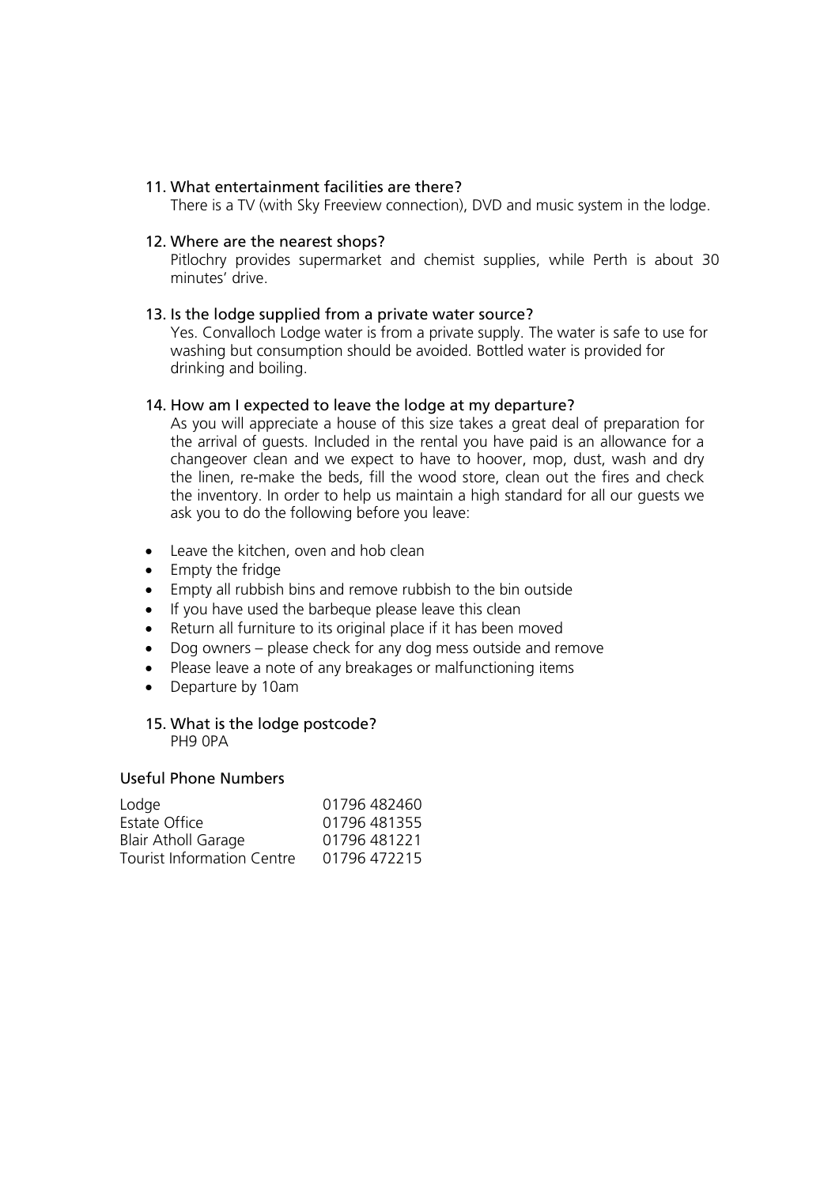11. What entertainment facilities are there?
    There is a TV (with Sky Freeview connection), DVD and music system in the lodge.

12. Where are the nearest shops?
    Pitlochry provides supermarket and chemist supplies, while Perth is about 30 minutes' drive.

13. Is the lodge supplied from a private water source?
    Yes. Convalloch Lodge water is from a private supply. The water is safe to use for washing but consumption should be avoided. Bottled water is provided for drinking and boiling.

14. How am I expected to leave the lodge at my departure?
    As you will appreciate a house of this size takes a great deal of preparation for the arrival of guests. Included in the rental you have paid is an allowance for a changeover clean and we expect to have to hoover, mop, dust, wash and dry the linen, re-make the beds, fill the wood store, clean out the fires and check the inventory. In order to help us maintain a high standard for all our guests we ask you to do the following before you leave:

- Leave the kitchen, oven and hob clean
- Empty the fridge
- Empty all rubbish bins and remove rubbish to the bin outside
- If you have used the barbeque please leave this clean
- Return all furniture to its original place if it has been moved
- Dog owners – please check for any dog mess outside and remove
- Please leave a note of any breakages or malfunctioning items
- Departure by 10am

15. What is the lodge postcode?
    PH9 0PA

## Useful Phone Numbers

| | |
|---|---|
| Lodge | 01796 482460 |
| Estate Office | 01796 481355 |
| Blair Atholl Garage | 01796 481221 |
| Tourist Information Centre | 01796 472215 |